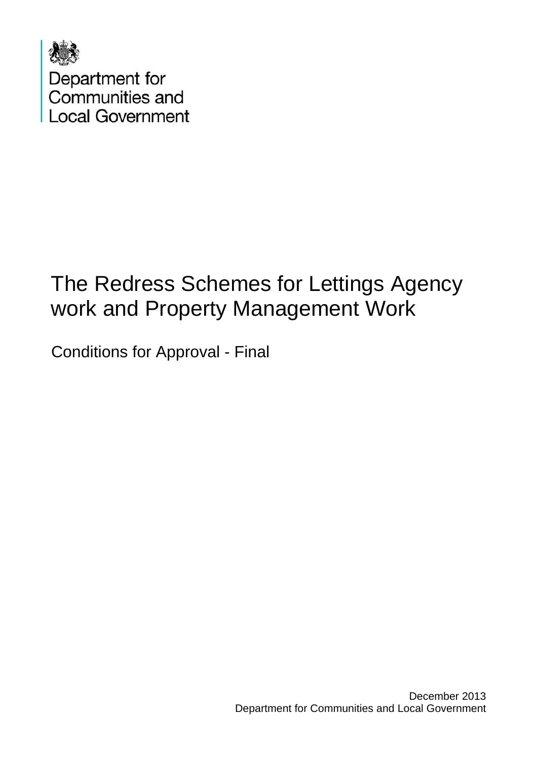Department for Communities and Local Government

# The Redress Schemes for Lettings Agency work and Property Management Work

Conditions for Approval - Final

December 2013
Department for Communities and Local Government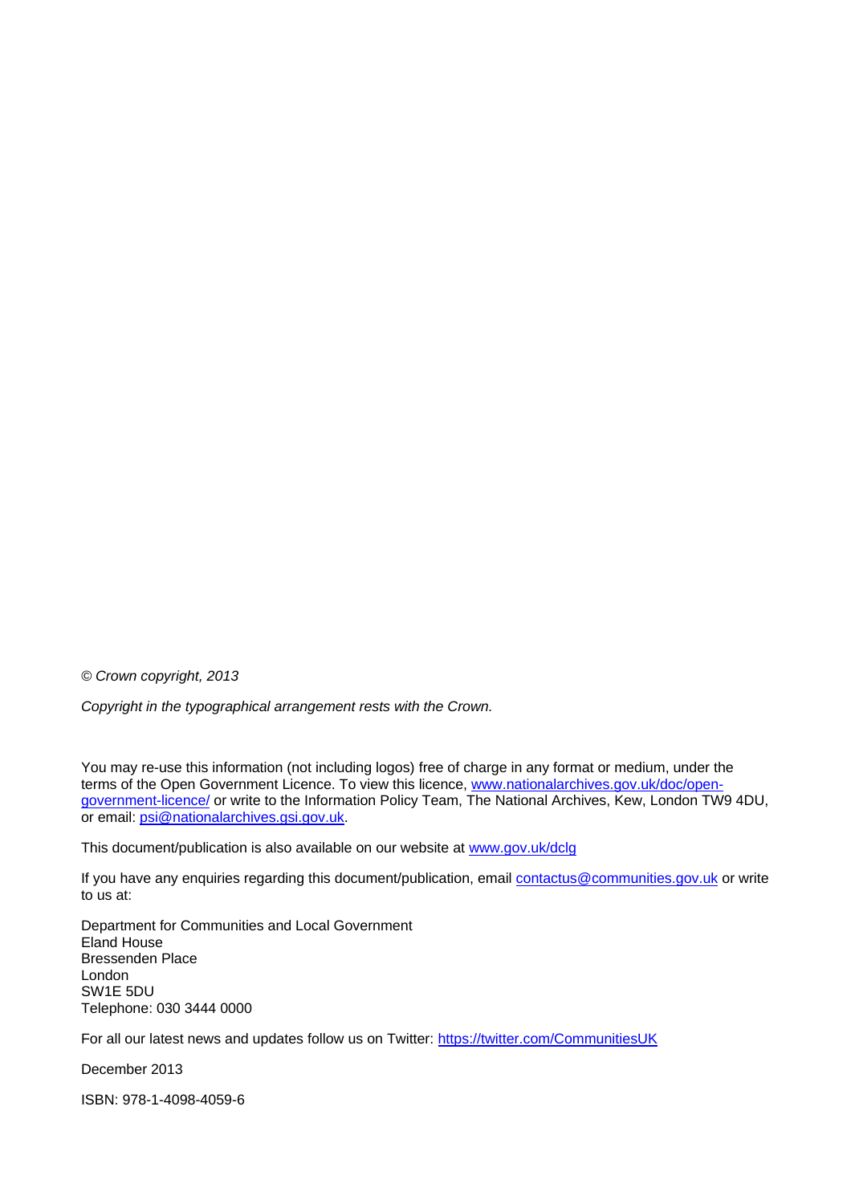© *Crown copyright, 2013*

*Copyright in the typographical arrangement rests with the Crown.*

You may re-use this information (not including logos) free of charge in any format or medium, under the terms of the Open Government Licence. To view this licence, www.nationalarchives.gov.uk/doc/open-government-licence/ or write to the Information Policy Team, The National Archives, Kew, London TW9 4DU, or email: psi@nationalarchives.gsi.gov.uk.

This document/publication is also available on our website at www.gov.uk/dclg

If you have any enquiries regarding this document/publication, email contactus@communities.gov.uk or write to us at:

Department for Communities and Local Government
Eland House
Bressenden Place
London
SW1E 5DU
Telephone: 030 3444 0000

For all our latest news and updates follow us on Twitter: https://twitter.com/CommunitiesUK

December 2013

ISBN: 978-1-4098-4059-6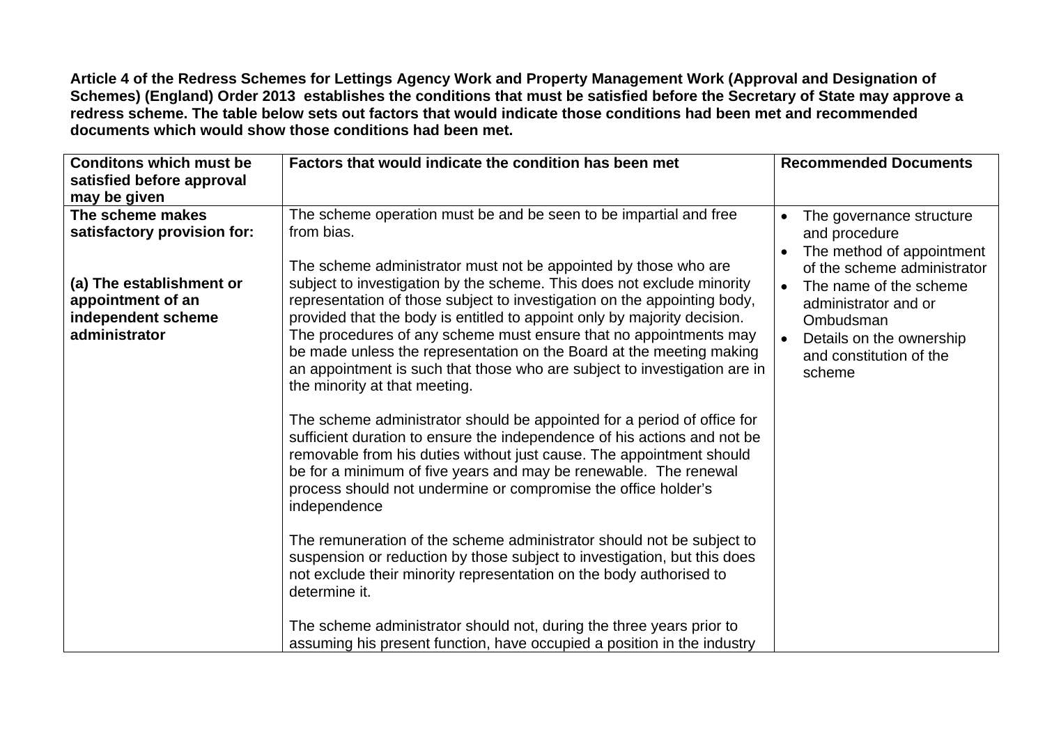**Article 4 of the Redress Schemes for Lettings Agency Work and Property Management Work (Approval and Designation of Schemes) (England) Order 2013 establishes the conditions that must be satisfied before the Secretary of State may approve a redress scheme. The table below sets out factors that would indicate those conditions had been met and recommended documents which would show those conditions had been met.**

| Conditons which must be satisfied before approval may be given | Factors that would indicate the condition has been met | Recommended Documents |
|---|---|---|
| **The scheme makes satisfactory provision for:**<br><br>**(a) The establishment or appointment of an independent scheme administrator** | The scheme operation must be and be seen to be impartial and free from bias.<br><br>The scheme administrator must not be appointed by those who are subject to investigation by the scheme. This does not exclude minority representation of those subject to investigation on the appointing body, provided that the body is entitled to appoint only by majority decision. The procedures of any scheme must ensure that no appointments may be made unless the representation on the Board at the meeting making an appointment is such that those who are subject to investigation are in the minority at that meeting.<br><br>The scheme administrator should be appointed for a period of office for sufficient duration to ensure the independence of his actions and not be removable from his duties without just cause. The appointment should be for a minimum of five years and may be renewable. The renewal process should not undermine or compromise the office holder's independence<br><br>The remuneration of the scheme administrator should not be subject to suspension or reduction by those subject to investigation, but this does not exclude their minority representation on the body authorised to determine it.<br><br>The scheme administrator should not, during the three years prior to assuming his present function, have occupied a position in the industry | • The governance structure and procedure<br>• The method of appointment of the scheme administrator<br>• The name of the scheme administrator and or Ombudsman<br>• Details on the ownership and constitution of the scheme |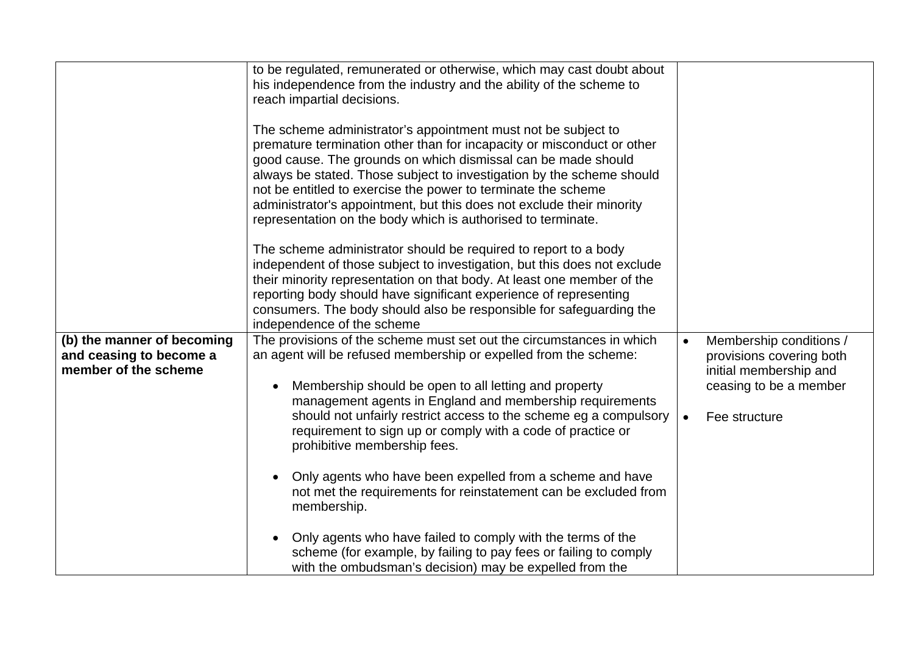| | | |
|---|---|---|
| | to be regulated, remunerated or otherwise, which may cast doubt about his independence from the industry and the ability of the scheme to reach impartial decisions.<br><br>The scheme administrator's appointment must not be subject to premature termination other than for incapacity or misconduct or other good cause. The grounds on which dismissal can be made should always be stated. Those subject to investigation by the scheme should not be entitled to exercise the power to terminate the scheme administrator's appointment, but this does not exclude their minority representation on the body which is authorised to terminate.<br><br>The scheme administrator should be required to report to a body independent of those subject to investigation, but this does not exclude their minority representation on that body. At least one member of the reporting body should have significant experience of representing consumers. The body should also be responsible for safeguarding the independence of the scheme | |
| **(b) the manner of becoming and ceasing to become a member of the scheme** | The provisions of the scheme must set out the circumstances in which an agent will be refused membership or expelled from the scheme:<br><br>• Membership should be open to all letting and property management agents in England and membership requirements should not unfairly restrict access to the scheme eg a compulsory requirement to sign up or comply with a code of practice or prohibitive membership fees.<br><br>• Only agents who have been expelled from a scheme and have not met the requirements for reinstatement can be excluded from membership.<br><br>• Only agents who have failed to comply with the terms of the scheme (for example, by failing to pay fees or failing to comply with the ombudsman's decision) may be expelled from the | • Membership conditions / provisions covering both initial membership and ceasing to be a member<br><br>• Fee structure |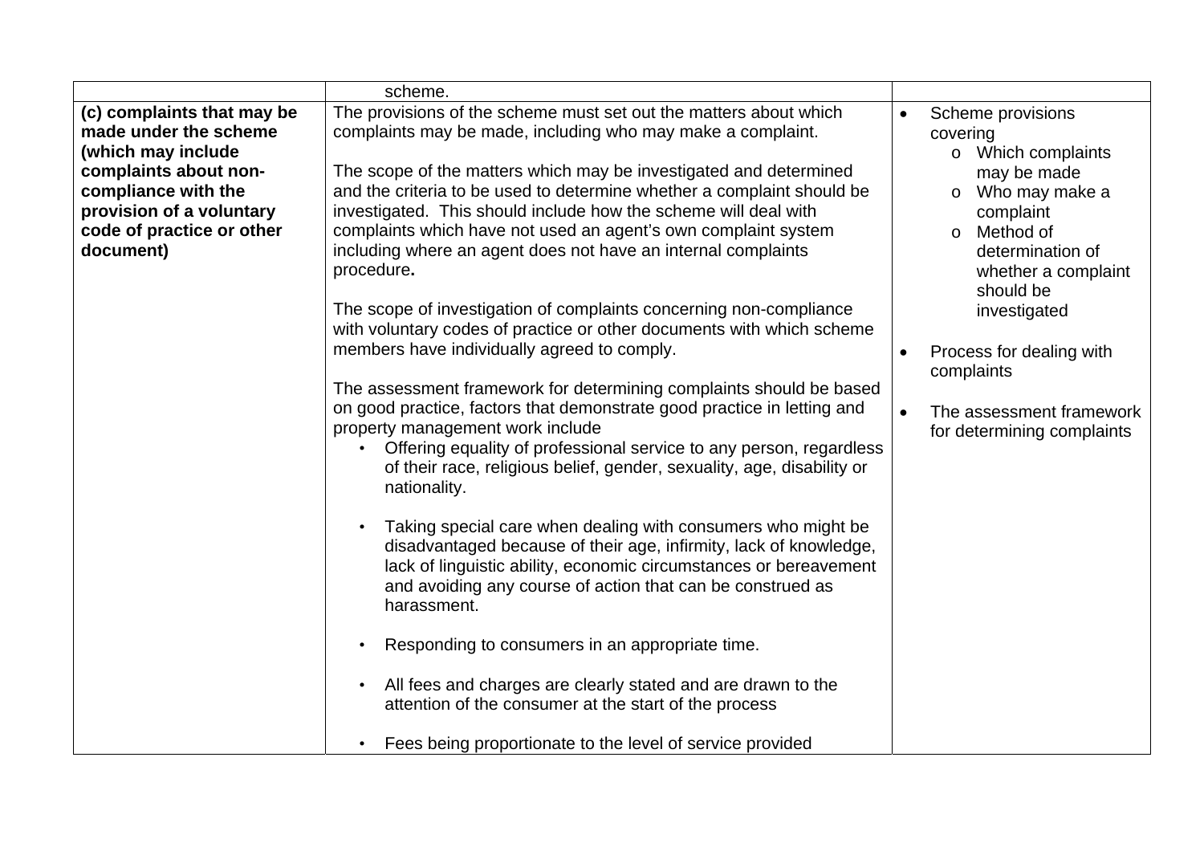| | | |
|---|---|---|
| | scheme. | |
| **(c) complaints that may be made under the scheme (which may include complaints about non-compliance with the provision of a voluntary code of practice or other document)** | The provisions of the scheme must set out the matters about which complaints may be made, including who may make a complaint.<br><br>The scope of the matters which may be investigated and determined and the criteria to be used to determine whether a complaint should be investigated. This should include how the scheme will deal with complaints which have not used an agent's own complaint system including where an agent does not have an internal complaints procedure**.**<br><br>The scope of investigation of complaints concerning non-compliance with voluntary codes of practice or other documents with which scheme members have individually agreed to comply.<br><br>The assessment framework for determining complaints should be based on good practice, factors that demonstrate good practice in letting and property management work include<br>• Offering equality of professional service to any person, regardless of their race, religious belief, gender, sexuality, age, disability or nationality.<br>• Taking special care when dealing with consumers who might be disadvantaged because of their age, infirmity, lack of knowledge, lack of linguistic ability, economic circumstances or bereavement and avoiding any course of action that can be construed as harassment.<br>• Responding to consumers in an appropriate time.<br>• All fees and charges are clearly stated and are drawn to the attention of the consumer at the start of the process<br>• Fees being proportionate to the level of service provided | • Scheme provisions covering<br>  o Which complaints may be made<br>  o Who may make a complaint<br>  o Method of determination of whether a complaint should be investigated<br><br>• Process for dealing with complaints<br><br>• The assessment framework for determining complaints |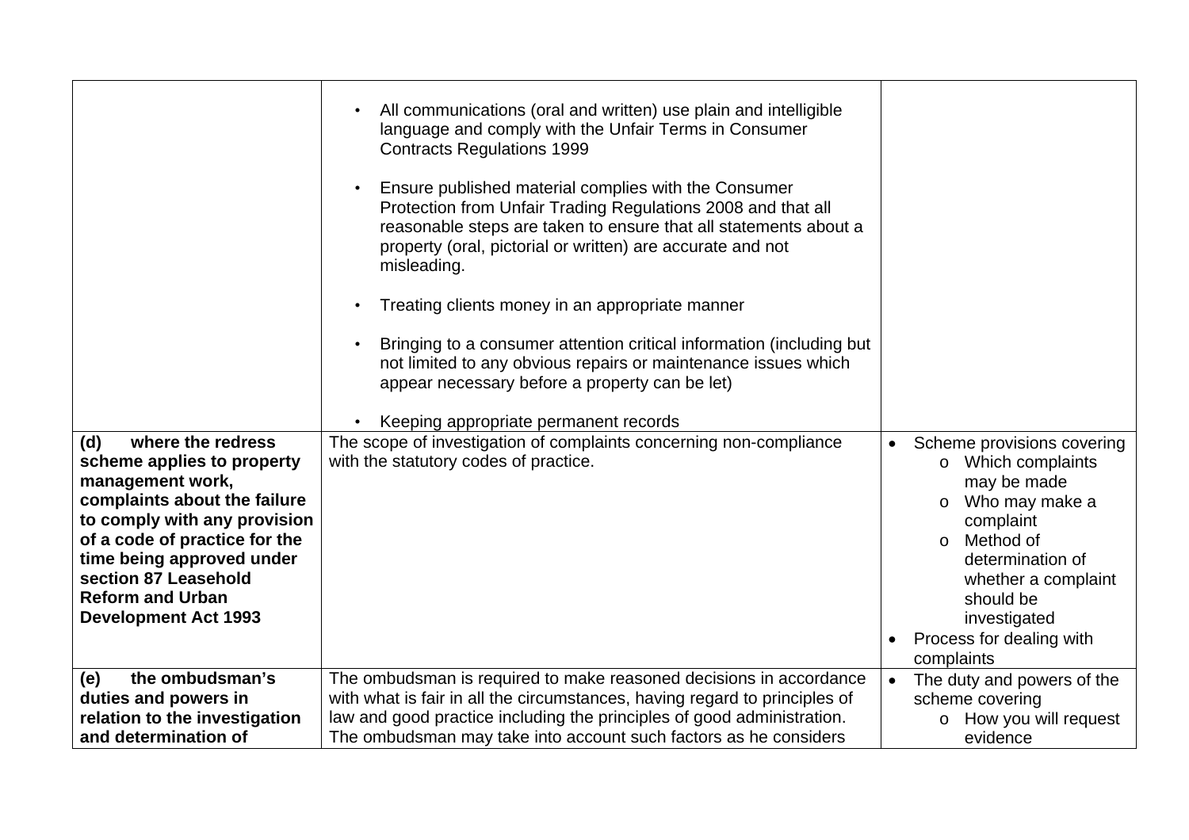| | | |
|---|---|---|
| | • All communications (oral and written) use plain and intelligible language and comply with the Unfair Terms in Consumer Contracts Regulations 1999<br><br>• Ensure published material complies with the Consumer Protection from Unfair Trading Regulations 2008 and that all reasonable steps are taken to ensure that all statements about a property (oral, pictorial or written) are accurate and not misleading.<br><br>• Treating clients money in an appropriate manner<br><br>• Bringing to a consumer attention critical information (including but not limited to any obvious repairs or maintenance issues which appear necessary before a property can be let)<br><br>• Keeping appropriate permanent records | |
| **(d) where the redress scheme applies to property management work, complaints about the failure to comply with any provision of a code of practice for the time being approved under section 87 Leasehold Reform and Urban Development Act 1993** | The scope of investigation of complaints concerning non-compliance with the statutory codes of practice. | • Scheme provisions covering<br>o Which complaints may be made<br>o Who may make a complaint<br>o Method of determination of whether a complaint should be investigated<br>• Process for dealing with complaints |
| **(e) the ombudsman's duties and powers in relation to the investigation and determination of** | The ombudsman is required to make reasoned decisions in accordance with what is fair in all the circumstances, having regard to principles of law and good practice including the principles of good administration. The ombudsman may take into account such factors as he considers | • The duty and powers of the scheme covering<br>o How you will request evidence |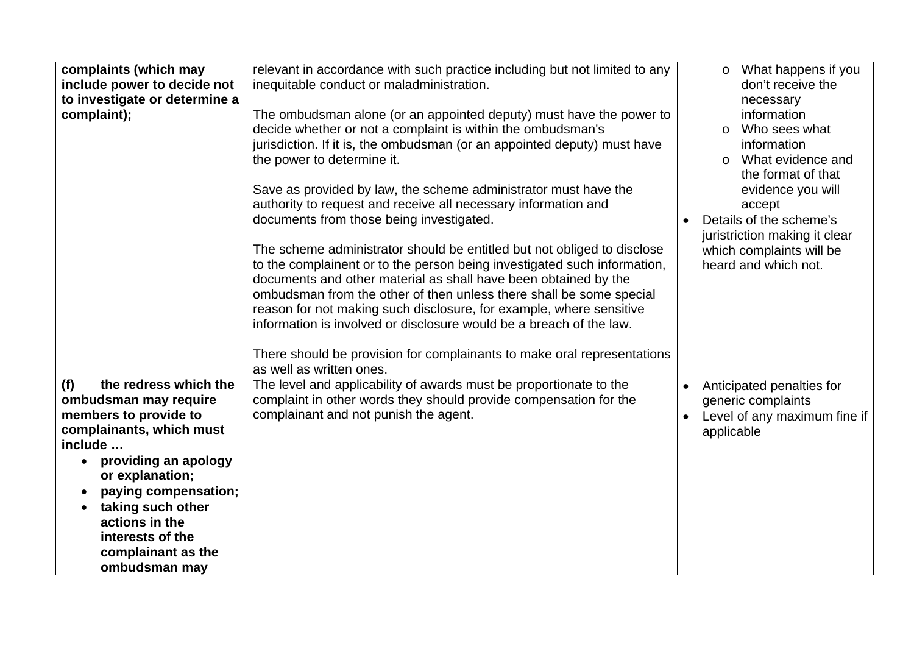| | | |
|---|---|---|
| **complaints (which may include power to decide not to investigate or determine a complaint);** | relevant in accordance with such practice including but not limited to any inequitable conduct or maladministration.<br><br>The ombudsman alone (or an appointed deputy) must have the power to decide whether or not a complaint is within the ombudsman's jurisdiction. If it is, the ombudsman (or an appointed deputy) must have the power to determine it.<br><br>Save as provided by law, the scheme administrator must have the authority to request and receive all necessary information and documents from those being investigated.<br><br>The scheme administrator should be entitled but not obliged to disclose to the complainent or to the person being investigated such information, documents and other material as shall have been obtained by the ombudsman from the other of then unless there shall be some special reason for not making such disclosure, for example, where sensitive information is involved or disclosure would be a breach of the law.<br><br>There should be provision for complainants to make oral representations as well as written ones. | o What happens if you don't receive the necessary information<br>o Who sees what information<br>o What evidence and the format of that evidence you will accept<br>• Details of the scheme's juristriction making it clear which complaints will be heard and which not. |
| **(f) the redress which the ombudsman may require members to provide to complainants, which must include …**<br>• **providing an apology or explanation;**<br>• **paying compensation;**<br>• **taking such other actions in the interests of the complainant as the ombudsman may** | The level and applicability of awards must be proportionate to the complaint in other words they should provide compensation for the complainant and not punish the agent. | • Anticipated penalties for generic complaints<br>• Level of any maximum fine if applicable |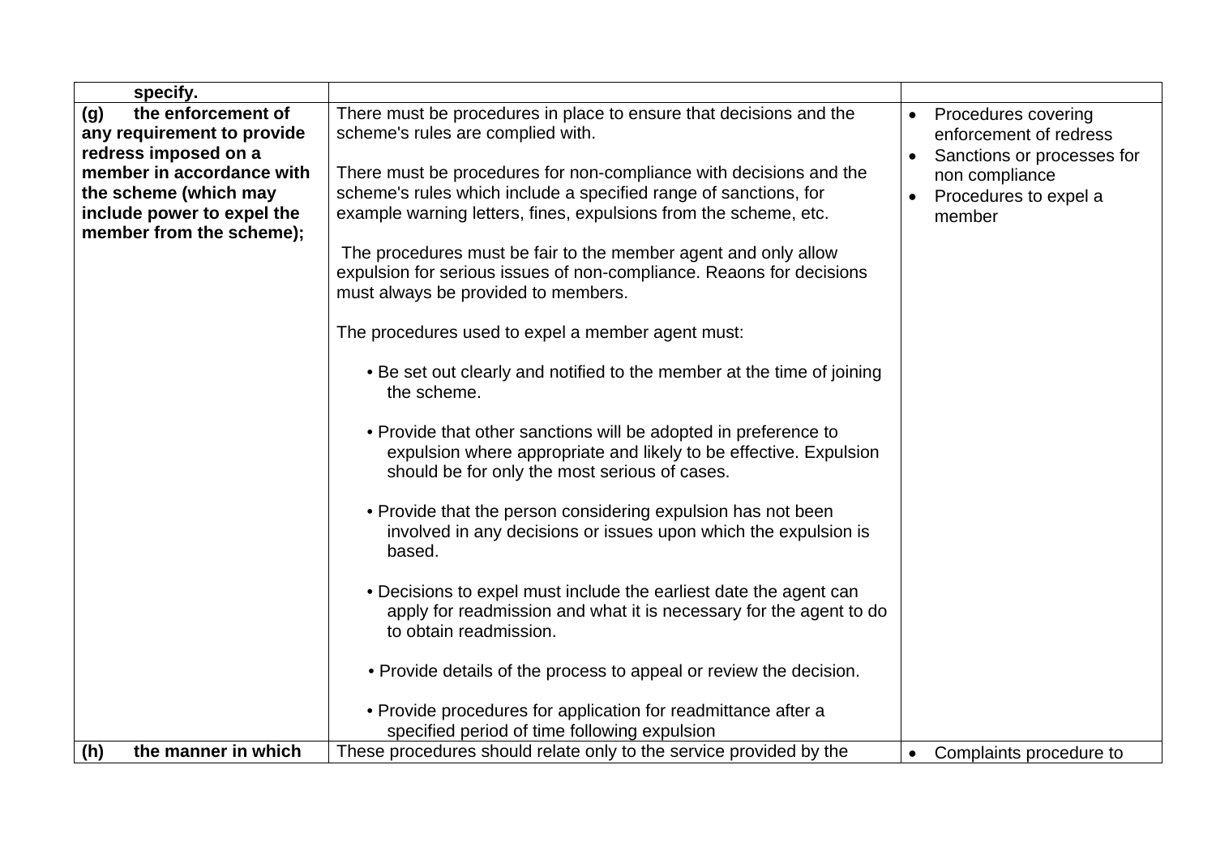| | | |
|---|---|---|
| **specify.** | | |
| **(g) the enforcement of any requirement to provide redress imposed on a member in accordance with the scheme (which may include power to expel the member from the scheme);** | There must be procedures in place to ensure that decisions and the scheme's rules are complied with.<br><br>There must be procedures for non-compliance with decisions and the scheme's rules which include a specified range of sanctions, for example warning letters, fines, expulsions from the scheme, etc.<br><br>The procedures must be fair to the member agent and only allow expulsion for serious issues of non-compliance. Reaons for decisions must always be provided to members.<br><br>The procedures used to expel a member agent must:<br><br>• Be set out clearly and notified to the member at the time of joining the scheme.<br><br>• Provide that other sanctions will be adopted in preference to expulsion where appropriate and likely to be effective. Expulsion should be for only the most serious of cases.<br><br>• Provide that the person considering expulsion has not been involved in any decisions or issues upon which the expulsion is based.<br><br>• Decisions to expel must include the earliest date the agent can apply for readmission and what it is necessary for the agent to do to obtain readmission.<br><br>• Provide details of the process to appeal or review the decision.<br><br>• Provide procedures for application for readmittance after a specified period of time following expulsion | • Procedures covering enforcement of redress<br>• Sanctions or processes for non compliance<br>• Procedures to expel a member |
| **(h) the manner in which** | These procedures should relate only to the service provided by the | • Complaints procedure to |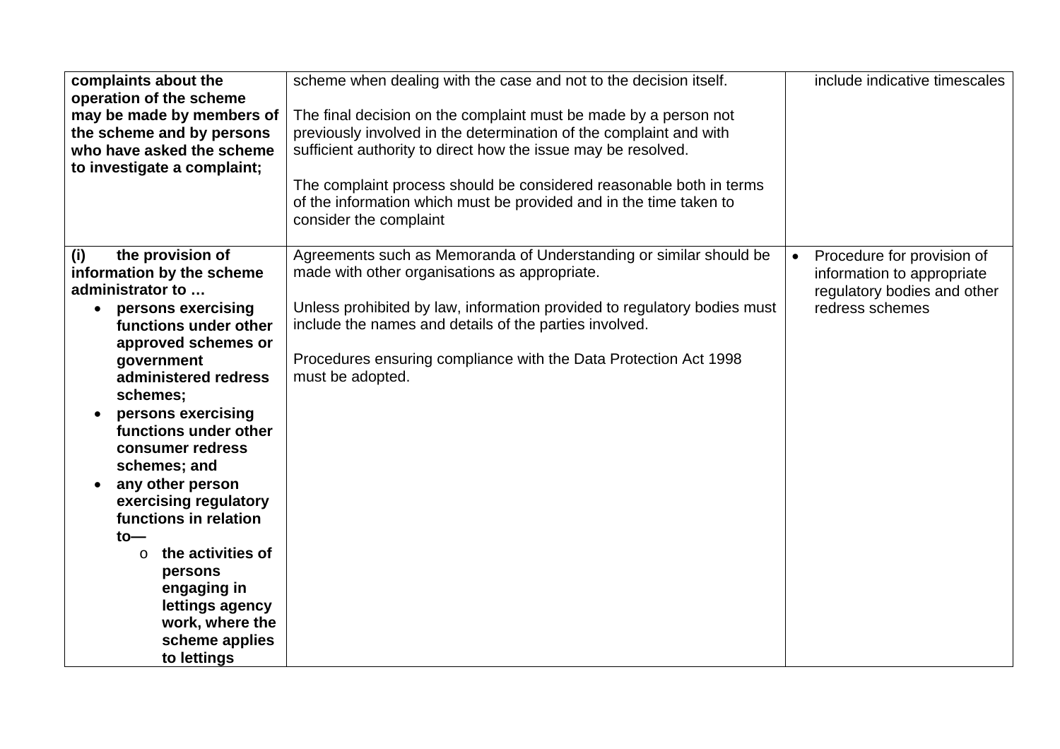| | | |
|---|---|---|
| **complaints about the operation of the scheme may be made by members of the scheme and by persons who have asked the scheme to investigate a complaint;** | scheme when dealing with the case and not to the decision itself.<br><br>The final decision on the complaint must be made by a person not previously involved in the determination of the complaint and with sufficient authority to direct how the issue may be resolved.<br><br>The complaint process should be considered reasonable both in terms of the information which must be provided and in the time taken to consider the complaint | include indicative timescales |
| **(i) the provision of information by the scheme administrator to …**<br>• **persons exercising functions under other approved schemes or government administered redress schemes;**<br>• **persons exercising functions under other consumer redress schemes; and**<br>• **any other person exercising regulatory functions in relation to—**<br>  o **the activities of persons engaging in lettings agency work, where the scheme applies to lettings** | Agreements such as Memoranda of Understanding or similar should be made with other organisations as appropriate.<br><br>Unless prohibited by law, information provided to regulatory bodies must include the names and details of the parties involved.<br><br>Procedures ensuring compliance with the Data Protection Act 1998 must be adopted. | • Procedure for provision of information to appropriate regulatory bodies and other redress schemes |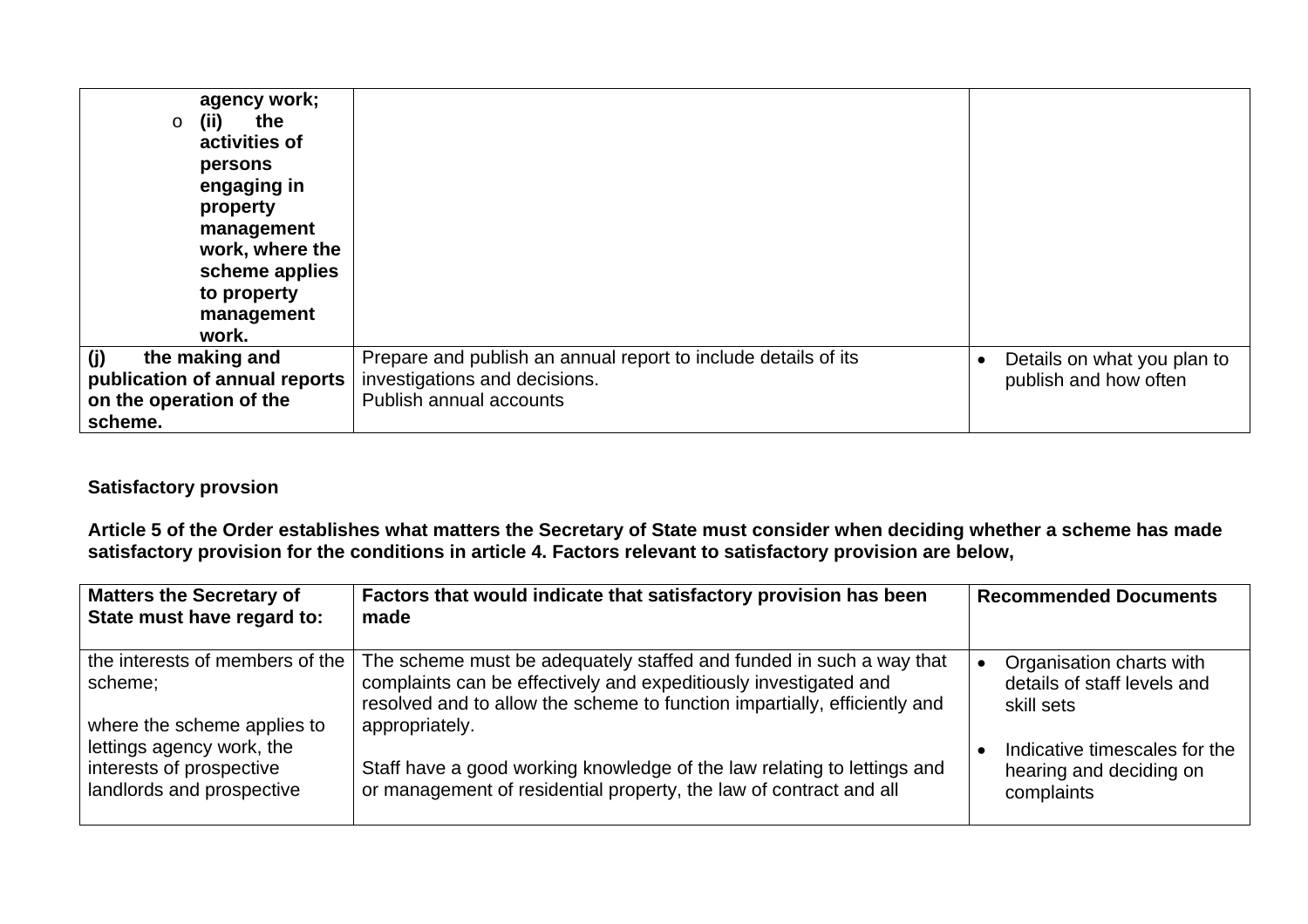| | | |
|---|---|---|
| **agency work;**<br>o **(ii) the activities of persons engaging in property management work, where the scheme applies to property management work.** | | |
| **(j) the making and publication of annual reports on the operation of the scheme.** | Prepare and publish an annual report to include details of its investigations and decisions.<br>Publish annual accounts | • Details on what you plan to publish and how often |

**Satisfactory provsion**

**Article 5 of the Order establishes what matters the Secretary of State must consider when deciding whether a scheme has made satisfactory provision for the conditions in article 4. Factors relevant to satisfactory provision are below,**

| **Matters the Secretary of State must have regard to:** | **Factors that would indicate that satisfactory provision has been made** | **Recommended Documents** |
|---|---|---|
| the interests of members of the scheme;<br><br>where the scheme applies to lettings agency work, the interests of prospective landlords and prospective | The scheme must be adequately staffed and funded in such a way that complaints can be effectively and expeditiously investigated and resolved and to allow the scheme to function impartially, efficiently and appropriately.<br><br>Staff have a good working knowledge of the law relating to lettings and or management of residential property, the law of contract and all | • Organisation charts with details of staff levels and skill sets<br><br>• Indicative timescales for the hearing and deciding on complaints |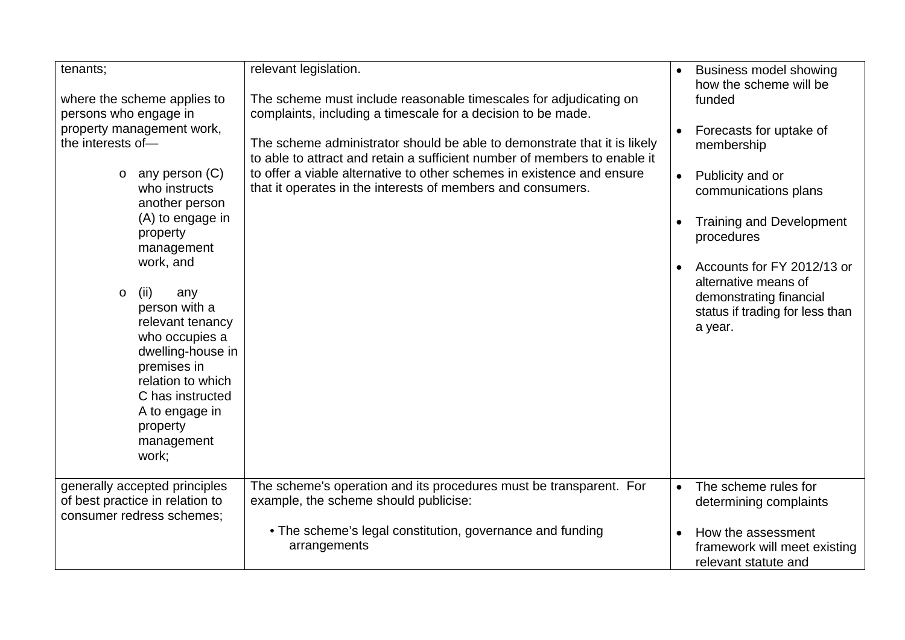| | | |
|---|---|---|
| tenants;<br><br>where the scheme applies to persons who engage in property management work, the interests of—<br><br>o any person (C) who instructs another person (A) to engage in property management work, and<br><br>o (ii) any person with a relevant tenancy who occupies a dwelling-house in premises in relation to which C has instructed A to engage in property management work; | relevant legislation.<br><br>The scheme must include reasonable timescales for adjudicating on complaints, including a timescale for a decision to be made.<br><br>The scheme administrator should be able to demonstrate that it is likely to able to attract and retain a sufficient number of members to enable it to offer a viable alternative to other schemes in existence and ensure that it operates in the interests of members and consumers. | • Business model showing how the scheme will be funded<br><br>• Forecasts for uptake of membership<br><br>• Publicity and or communications plans<br><br>• Training and Development procedures<br><br>• Accounts for FY 2012/13 or alternative means of demonstrating financial status if trading for less than a year. |
| generally accepted principles of best practice in relation to consumer redress schemes; | The scheme's operation and its procedures must be transparent. For example, the scheme should publicise:<br><br>• The scheme's legal constitution, governance and funding arrangements | • The scheme rules for determining complaints<br><br>• How the assessment framework will meet existing relevant statute and |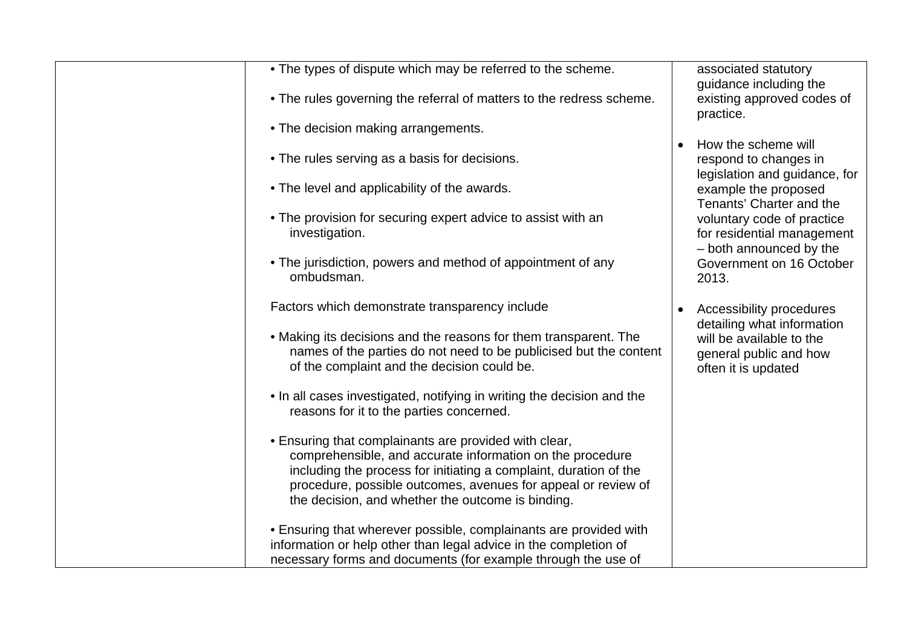| | | |
|---|---|---|
| | • The types of dispute which may be referred to the scheme.<br><br>• The rules governing the referral of matters to the redress scheme.<br><br>• The decision making arrangements.<br><br>• The rules serving as a basis for decisions.<br><br>• The level and applicability of the awards.<br><br>• The provision for securing expert advice to assist with an investigation.<br><br>• The jurisdiction, powers and method of appointment of any ombudsman.<br><br>Factors which demonstrate transparency include<br><br>• Making its decisions and the reasons for them transparent. The names of the parties do not need to be publicised but the content of the complaint and the decision could be.<br><br>• In all cases investigated, notifying in writing the decision and the reasons for it to the parties concerned.<br><br>• Ensuring that complainants are provided with clear, comprehensible, and accurate information on the procedure including the process for initiating a complaint, duration of the procedure, possible outcomes, avenues for appeal or review of the decision, and whether the outcome is binding.<br><br>• Ensuring that wherever possible, complainants are provided with information or help other than legal advice in the completion of necessary forms and documents (for example through the use of | associated statutory guidance including the existing approved codes of practice.<br><br>• How the scheme will respond to changes in legislation and guidance, for example the proposed Tenants' Charter and the voluntary code of practice for residential management – both announced by the Government on 16 October 2013.<br><br>• Accessibility procedures detailing what information will be available to the general public and how often it is updated |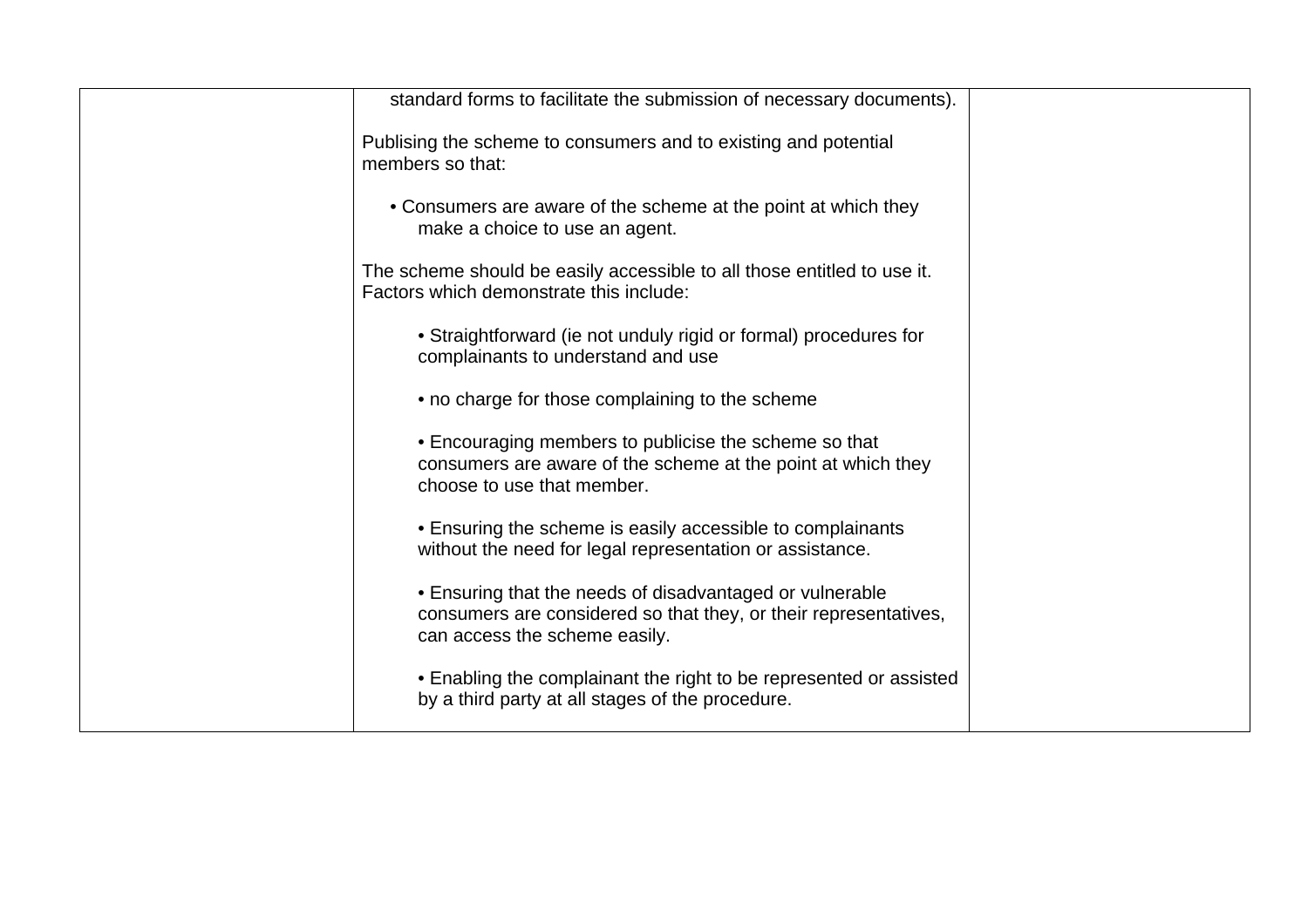| | standard forms to facilitate the submission of necessary documents).<br><br>Publising the scheme to consumers and to existing and potential members so that:<br><br>• Consumers are aware of the scheme at the point at which they make a choice to use an agent.<br><br>The scheme should be easily accessible to all those entitled to use it. Factors which demonstrate this include:<br><br>• Straightforward (ie not unduly rigid or formal) procedures for complainants to understand and use<br><br>• no charge for those complaining to the scheme<br><br>• Encouraging members to publicise the scheme so that consumers are aware of the scheme at the point at which they choose to use that member.<br><br>• Ensuring the scheme is easily accessible to complainants without the need for legal representation or assistance.<br><br>• Ensuring that the needs of disadvantaged or vulnerable consumers are considered so that they, or their representatives, can access the scheme easily.<br><br>• Enabling the complainant the right to be represented or assisted by a third party at all stages of the procedure. | |
|---|---|---|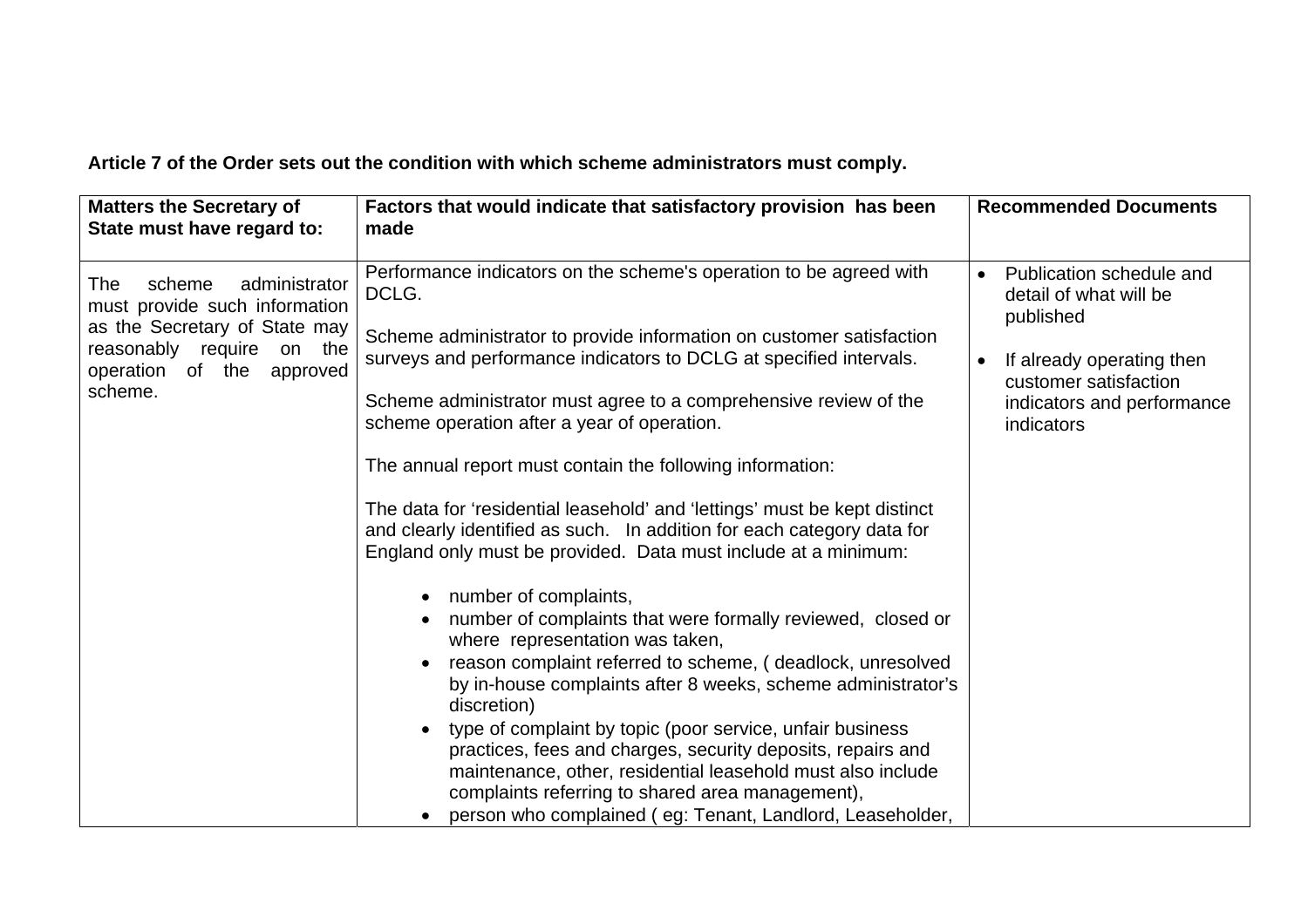**Article 7 of the Order sets out the condition with which scheme administrators must comply.**

| Matters the Secretary of State must have regard to: | Factors that would indicate that satisfactory provision has been made | Recommended Documents |
|---|---|---|
| The scheme administrator must provide such information as the Secretary of State may reasonably require on the operation of the approved scheme. | Performance indicators on the scheme's operation to be agreed with DCLG.<br><br>Scheme administrator to provide information on customer satisfaction surveys and performance indicators to DCLG at specified intervals.<br><br>Scheme administrator must agree to a comprehensive review of the scheme operation after a year of operation.<br><br>The annual report must contain the following information:<br><br>The data for 'residential leasehold' and 'lettings' must be kept distinct and clearly identified as such. In addition for each category data for England only must be provided. Data must include at a minimum:<br><br>• number of complaints,<br>• number of complaints that were formally reviewed, closed or where representation was taken,<br>• reason complaint referred to scheme, ( deadlock, unresolved by in-house complaints after 8 weeks, scheme administrator's discretion)<br>• type of complaint by topic (poor service, unfair business practices, fees and charges, security deposits, repairs and maintenance, other, residential leasehold must also include complaints referring to shared area management),<br>• person who complained ( eg: Tenant, Landlord, Leaseholder, | • Publication schedule and detail of what will be published<br><br>• If already operating then customer satisfaction indicators and performance indicators |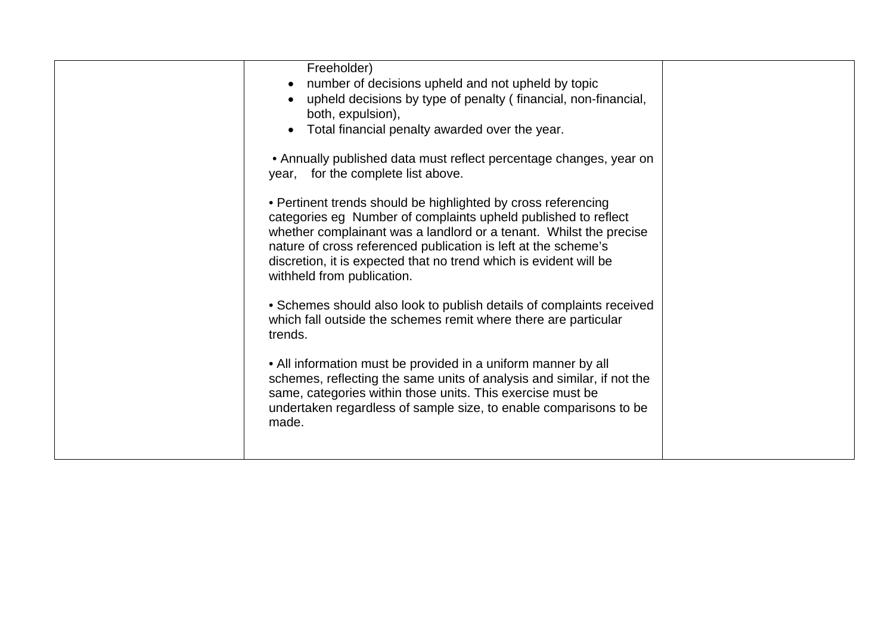| | | |
|---|---|---|
| | Freeholder)<br>• number of decisions upheld and not upheld by topic<br>• upheld decisions by type of penalty ( financial, non-financial, both, expulsion),<br>• Total financial penalty awarded over the year.<br><br>• Annually published data must reflect percentage changes, year on year, for the complete list above.<br><br>• Pertinent trends should be highlighted by cross referencing categories eg Number of complaints upheld published to reflect whether complainant was a landlord or a tenant. Whilst the precise nature of cross referenced publication is left at the scheme's discretion, it is expected that no trend which is evident will be withheld from publication.<br><br>• Schemes should also look to publish details of complaints received which fall outside the schemes remit where there are particular trends.<br><br>• All information must be provided in a uniform manner by all schemes, reflecting the same units of analysis and similar, if not the same, categories within those units. This exercise must be undertaken regardless of sample size, to enable comparisons to be made. | |